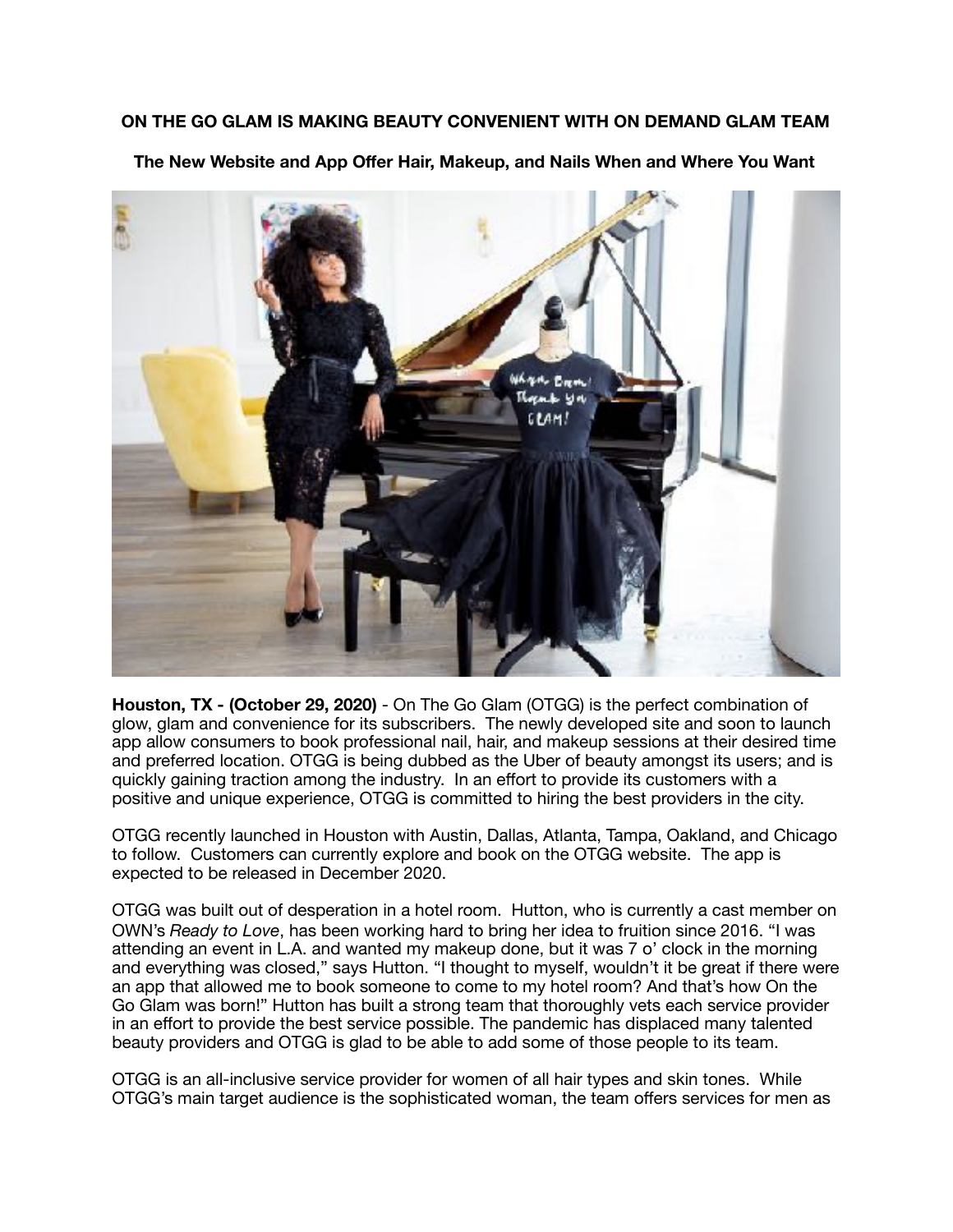**ON THE GO GLAM IS MAKING BEAUTY CONVENIENT WITH ON DEMAND GLAM TEAM**

**The New Website and App Offer Hair, Makeup, and Nails When and Where You Want**

**Houston, TX - (October 29, 2020)** - On The Go Glam (OTGG) is the perfect combination of glow, glam and convenience for its subscribers. The newly developed site and soon to launch app allow consumers to book professional nail, hair, and makeup sessions at their desired time and preferred location. OTGG is being dubbed as the Uber of beauty amongst its users; and is quickly gaining traction among the industry. In an effort to provide its customers with a positive and unique experience, OTGG is committed to hiring the best providers in the city.

OTGG recently launched in Houston with Austin, Dallas, Atlanta, Tampa, Oakland, and Chicago to follow. Customers can currently explore and book on the OTGG website. The app is expected to be released in December 2020.

OTGG was built out of desperation in a hotel room. Hutton, who is currently a cast member on OWN's *Ready to Love*, has been working hard to bring her idea to fruition since 2016. "I was attending an event in L.A. and wanted my makeup done, but it was 7 o' clock in the morning and everything was closed," says Hutton. "I thought to myself, wouldn't it be great if there were an app that allowed me to book someone to come to my hotel room? And that's how On the Go Glam was born!" Hutton has built a strong team that thoroughly vets each service provider in an effort to provide the best service possible. The pandemic has displaced many talented beauty providers and OTGG is glad to be able to add some of those people to its team.

OTGG is an all-inclusive service provider for women of all hair types and skin tones. While OTGG's main target audience is the sophisticated woman, the team offers services for men as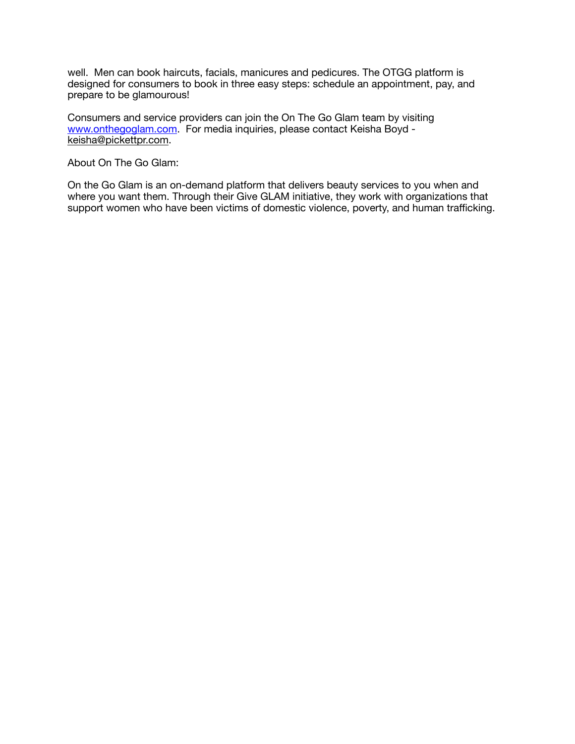well. Men can book haircuts, facials, manicures and pedicures. The OTGG platform is designed for consumers to book in three easy steps: schedule an appointment, pay, and prepare to be glamourous!

Consumers and service providers can join the On The Go Glam team by visiting www.onthegoglam.com. For media inquiries, please contact Keisha Boyd - keisha@pickettpr.com.

About On The Go Glam:

On the Go Glam is an on-demand platform that delivers beauty services to you when and where you want them. Through their Give GLAM initiative, they work with organizations that support women who have been victims of domestic violence, poverty, and human trafficking.